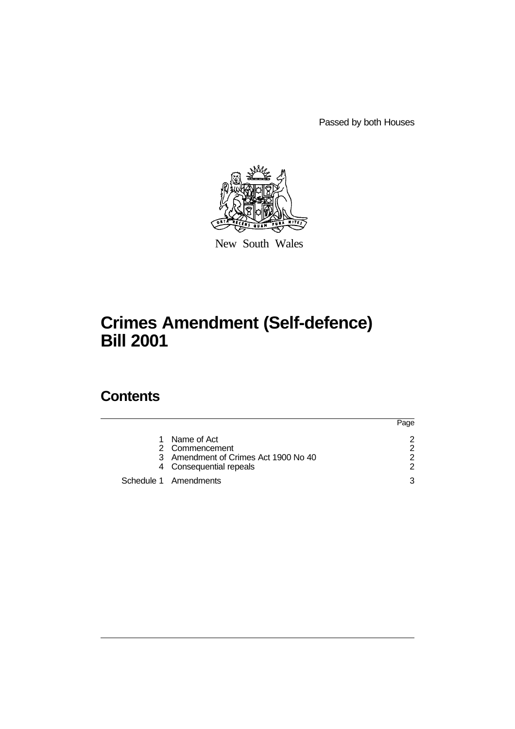Passed by both Houses

New South Wales

# Crimes Amendment (Self-defence) Bill 2001

## Contents

| | | Page |
|---|---|---|
| 1 | Name of Act | 2 |
| 2 | Commencement | 2 |
| 3 | Amendment of Crimes Act 1900 No 40 | 2 |
| 4 | Consequential repeals | 2 |
| Schedule 1 | Amendments | 3 |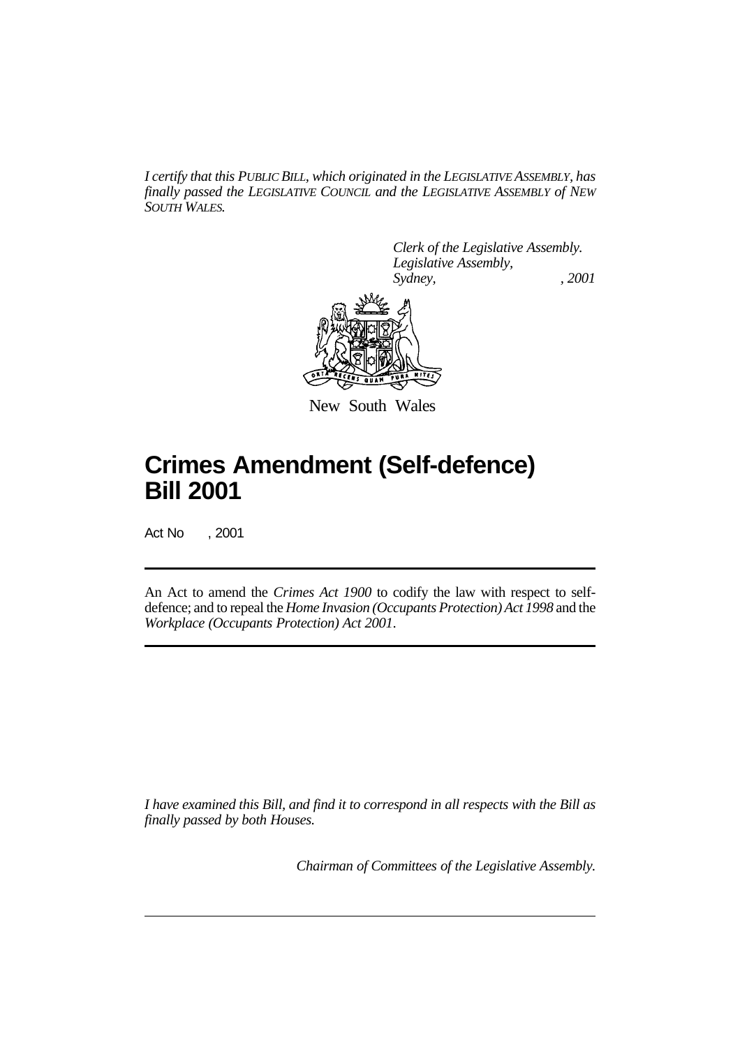*I certify that this PUBLIC BILL, which originated in the LEGISLATIVE ASSEMBLY, has finally passed the LEGISLATIVE COUNCIL and the LEGISLATIVE ASSEMBLY of NEW SOUTH WALES.*

*Clerk of the Legislative Assembly.*
*Legislative Assembly,*
*Sydney, , 2001*

New South Wales

# Crimes Amendment (Self-defence) Bill 2001

Act No , 2001

An Act to amend the *Crimes Act 1900* to codify the law with respect to self-defence; and to repeal the *Home Invasion (Occupants Protection) Act 1998* and the *Workplace (Occupants Protection) Act 2001*.

*I have examined this Bill, and find it to correspond in all respects with the Bill as finally passed by both Houses.*

*Chairman of Committees of the Legislative Assembly.*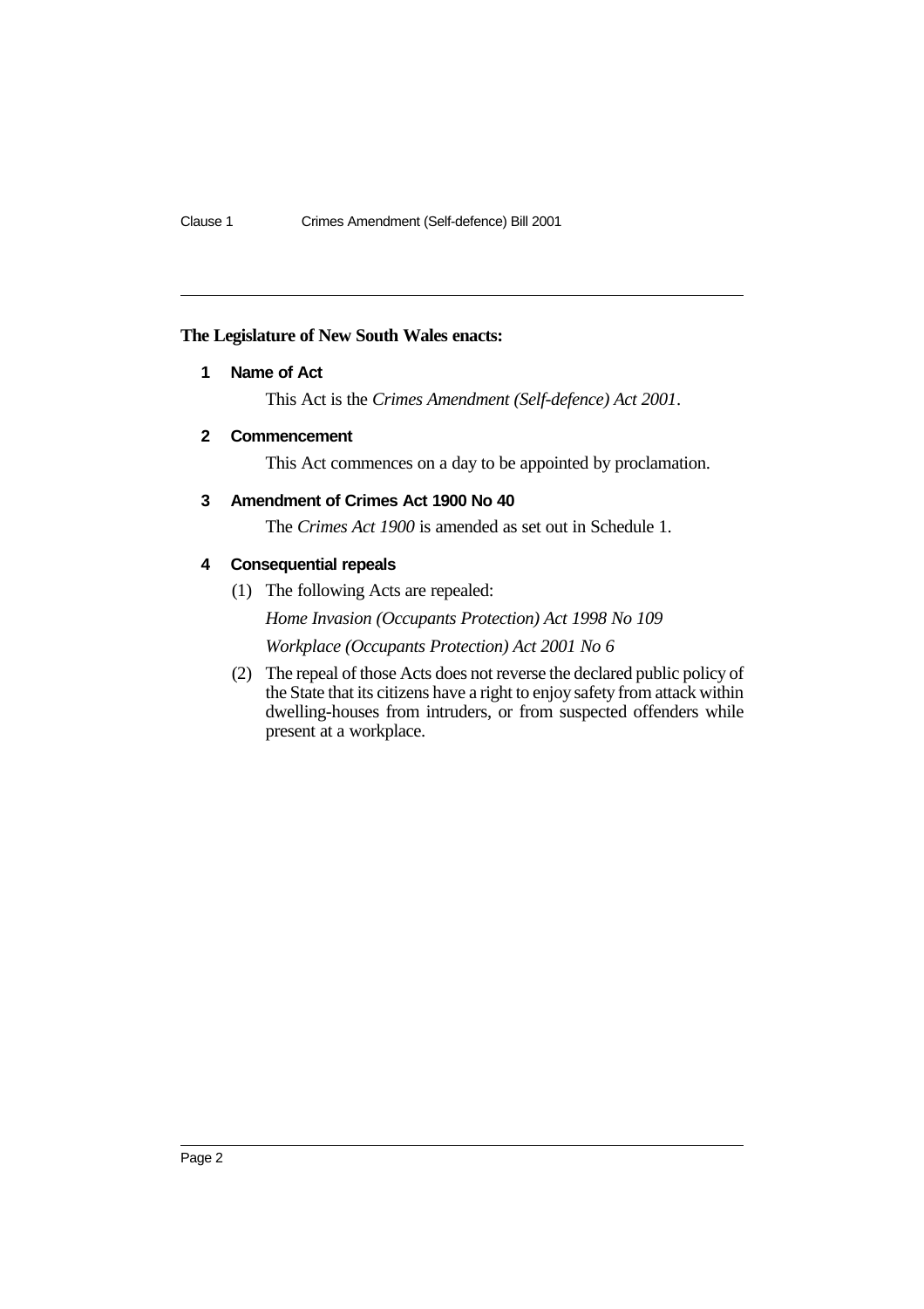**The Legislature of New South Wales enacts:**

**1 Name of Act**

This Act is the *Crimes Amendment (Self-defence) Act 2001*.

**2 Commencement**

This Act commences on a day to be appointed by proclamation.

**3 Amendment of Crimes Act 1900 No 40**

The *Crimes Act 1900* is amended as set out in Schedule 1.

**4 Consequential repeals**

(1) The following Acts are repealed:

*Home Invasion (Occupants Protection) Act 1998 No 109*

*Workplace (Occupants Protection) Act 2001 No 6*

(2) The repeal of those Acts does not reverse the declared public policy of the State that its citizens have a right to enjoy safety from attack within dwelling-houses from intruders, or from suspected offenders while present at a workplace.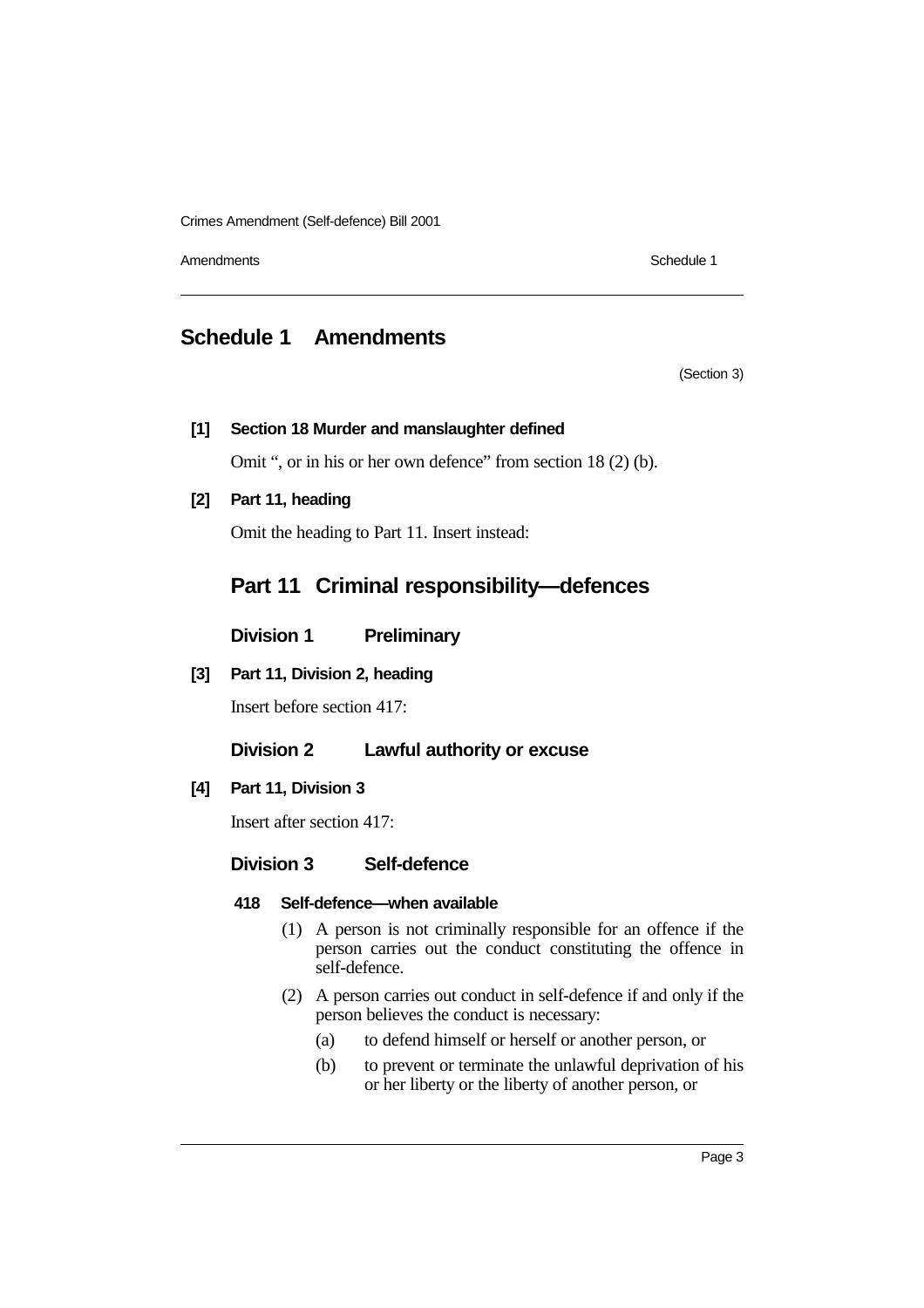# Schedule 1 Amendments

(Section 3)

**[1] Section 18 Murder and manslaughter defined**

Omit ", or in his or her own defence" from section 18 (2) (b).

**[2] Part 11, heading**

Omit the heading to Part 11. Insert instead:

## Part 11 Criminal responsibility—defences

### Division 1 Preliminary

**[3] Part 11, Division 2, heading**

Insert before section 417:

### Division 2 Lawful authority or excuse

**[4] Part 11, Division 3**

Insert after section 417:

### Division 3 Self-defence

**418 Self-defence—when available**

(1) A person is not criminally responsible for an offence if the person carries out the conduct constituting the offence in self-defence.

(2) A person carries out conduct in self-defence if and only if the person believes the conduct is necessary:

(a) to defend himself or herself or another person, or

(b) to prevent or terminate the unlawful deprivation of his or her liberty or the liberty of another person, or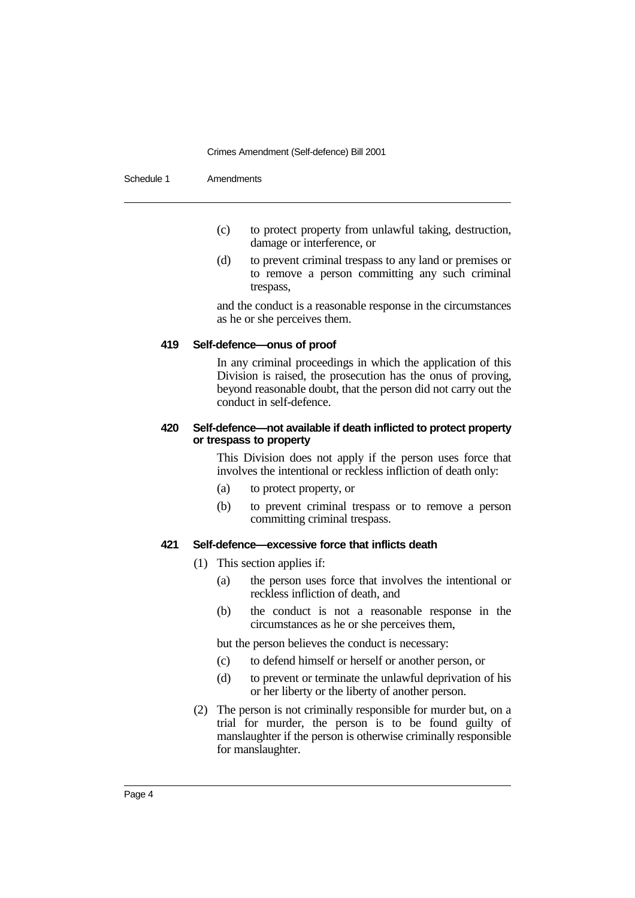(c) to protect property from unlawful taking, destruction, damage or interference, or

(d) to prevent criminal trespass to any land or premises or to remove a person committing any such criminal trespass,

and the conduct is a reasonable response in the circumstances as he or she perceives them.

### 419 Self-defence—onus of proof

In any criminal proceedings in which the application of this Division is raised, the prosecution has the onus of proving, beyond reasonable doubt, that the person did not carry out the conduct in self-defence.

### 420 Self-defence—not available if death inflicted to protect property or trespass to property

This Division does not apply if the person uses force that involves the intentional or reckless infliction of death only:

(a) to protect property, or

(b) to prevent criminal trespass or to remove a person committing criminal trespass.

### 421 Self-defence—excessive force that inflicts death

(1) This section applies if:

(a) the person uses force that involves the intentional or reckless infliction of death, and

(b) the conduct is not a reasonable response in the circumstances as he or she perceives them,

but the person believes the conduct is necessary:

(c) to defend himself or herself or another person, or

(d) to prevent or terminate the unlawful deprivation of his or her liberty or the liberty of another person.

(2) The person is not criminally responsible for murder but, on a trial for murder, the person is to be found guilty of manslaughter if the person is otherwise criminally responsible for manslaughter.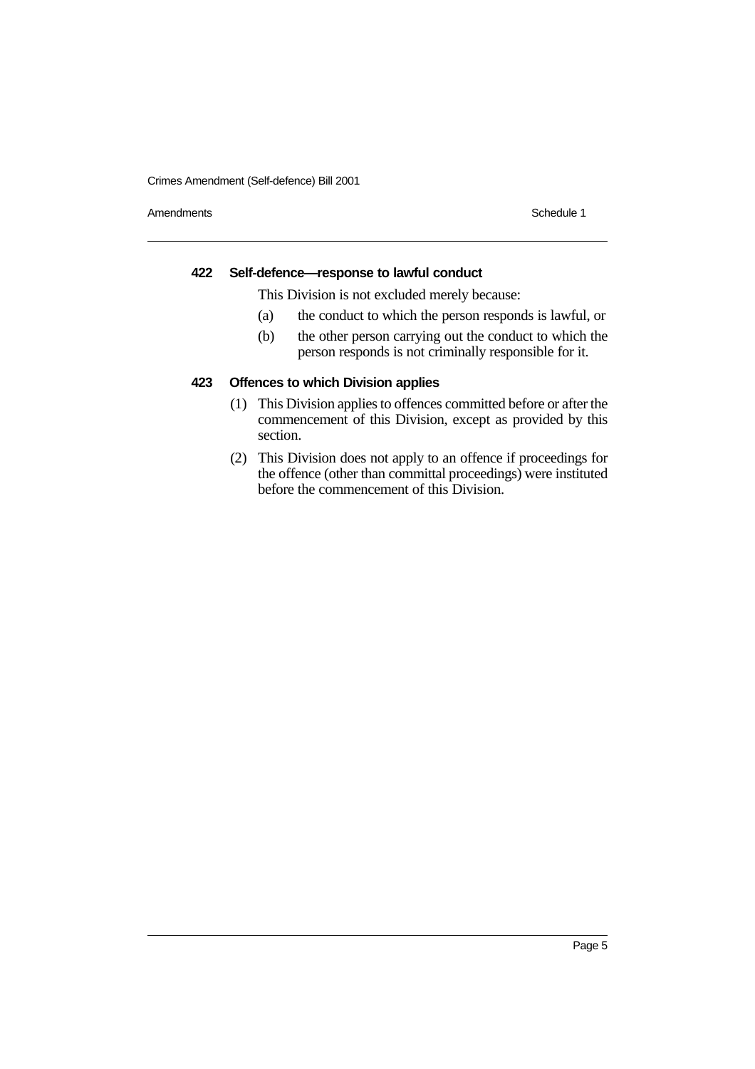#### 422 Self-defence—response to lawful conduct

This Division is not excluded merely because:

(a) the conduct to which the person responds is lawful, or

(b) the other person carrying out the conduct to which the person responds is not criminally responsible for it.

#### 423 Offences to which Division applies

(1) This Division applies to offences committed before or after the commencement of this Division, except as provided by this section.

(2) This Division does not apply to an offence if proceedings for the offence (other than committal proceedings) were instituted before the commencement of this Division.